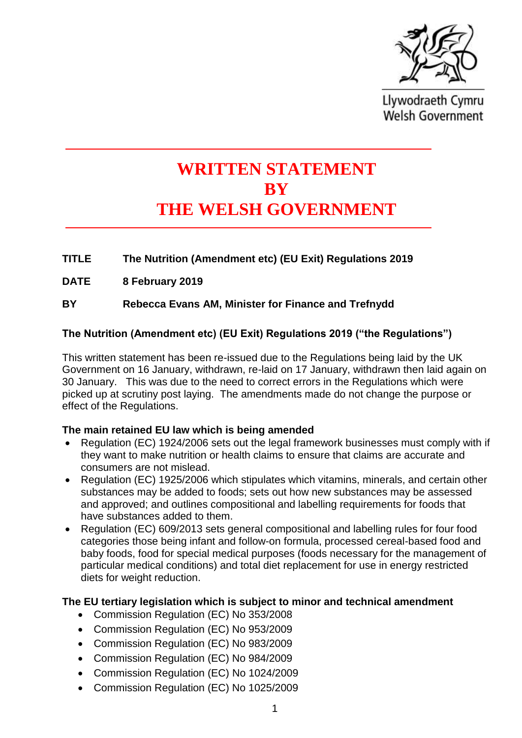Llywodraeth Cymru
Welsh Government

# WRITTEN STATEMENT BY THE WELSH GOVERNMENT

**TITLE** **The Nutrition (Amendment etc) (EU Exit) Regulations 2019**

**DATE** **8 February 2019**

**BY** **Rebecca Evans AM, Minister for Finance and Trefnydd**

**The Nutrition (Amendment etc) (EU Exit) Regulations 2019 ("the Regulations")**

This written statement has been re-issued due to the Regulations being laid by the UK Government on 16 January, withdrawn, re-laid on 17 January, withdrawn then laid again on 30 January. This was due to the need to correct errors in the Regulations which were picked up at scrutiny post laying. The amendments made do not change the purpose or effect of the Regulations.

**The main retained EU law which is being amended**

- Regulation (EC) 1924/2006 sets out the legal framework businesses must comply with if they want to make nutrition or health claims to ensure that claims are accurate and consumers are not mislead.
- Regulation (EC) 1925/2006 which stipulates which vitamins, minerals, and certain other substances may be added to foods; sets out how new substances may be assessed and approved; and outlines compositional and labelling requirements for foods that have substances added to them.
- Regulation (EC) 609/2013 sets general compositional and labelling rules for four food categories those being infant and follow-on formula, processed cereal-based food and baby foods, food for special medical purposes (foods necessary for the management of particular medical conditions) and total diet replacement for use in energy restricted diets for weight reduction.

**The EU tertiary legislation which is subject to minor and technical amendment**

- Commission Regulation (EC) No 353/2008
- Commission Regulation (EC) No 953/2009
- Commission Regulation (EC) No 983/2009
- Commission Regulation (EC) No 984/2009
- Commission Regulation (EC) No 1024/2009
- Commission Regulation (EC) No 1025/2009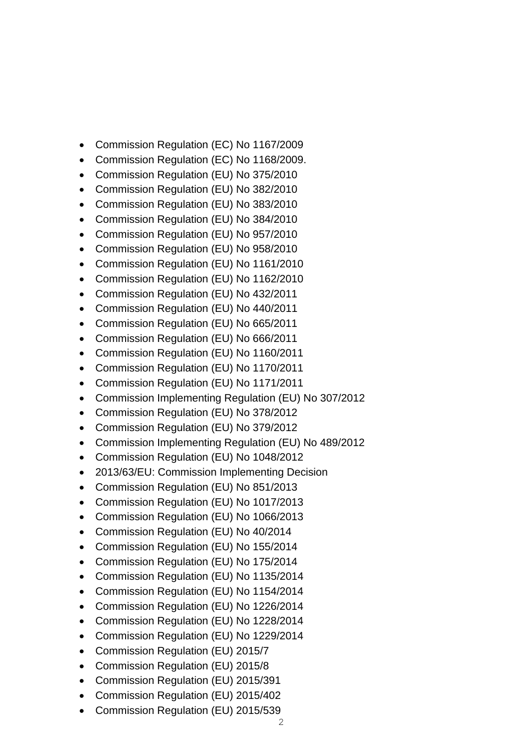- Commission Regulation (EC) No 1167/2009
- Commission Regulation (EC) No 1168/2009.
- Commission Regulation (EU) No 375/2010
- Commission Regulation (EU) No 382/2010
- Commission Regulation (EU) No 383/2010
- Commission Regulation (EU) No 384/2010
- Commission Regulation (EU) No 957/2010
- Commission Regulation (EU) No 958/2010
- Commission Regulation (EU) No 1161/2010
- Commission Regulation (EU) No 1162/2010
- Commission Regulation (EU) No 432/2011
- Commission Regulation (EU) No 440/2011
- Commission Regulation (EU) No 665/2011
- Commission Regulation (EU) No 666/2011
- Commission Regulation (EU) No 1160/2011
- Commission Regulation (EU) No 1170/2011
- Commission Regulation (EU) No 1171/2011
- Commission Implementing Regulation (EU) No 307/2012
- Commission Regulation (EU) No 378/2012
- Commission Regulation (EU) No 379/2012
- Commission Implementing Regulation (EU) No 489/2012
- Commission Regulation (EU) No 1048/2012
- 2013/63/EU: Commission Implementing Decision
- Commission Regulation (EU) No 851/2013
- Commission Regulation (EU) No 1017/2013
- Commission Regulation (EU) No 1066/2013
- Commission Regulation (EU) No 40/2014
- Commission Regulation (EU) No 155/2014
- Commission Regulation (EU) No 175/2014
- Commission Regulation (EU) No 1135/2014
- Commission Regulation (EU) No 1154/2014
- Commission Regulation (EU) No 1226/2014
- Commission Regulation (EU) No 1228/2014
- Commission Regulation (EU) No 1229/2014
- Commission Regulation (EU) 2015/7
- Commission Regulation (EU) 2015/8
- Commission Regulation (EU) 2015/391
- Commission Regulation (EU) 2015/402
- Commission Regulation (EU) 2015/539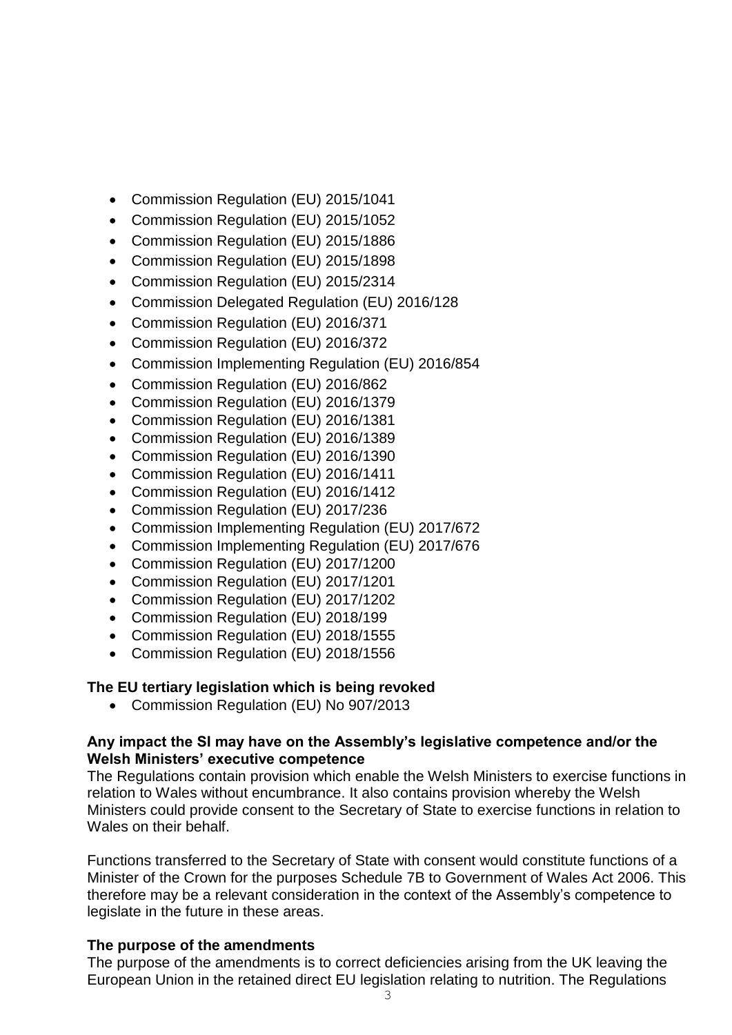- Commission Regulation (EU) 2015/1041
- Commission Regulation (EU) 2015/1052
- Commission Regulation (EU) 2015/1886
- Commission Regulation (EU) 2015/1898
- Commission Regulation (EU) 2015/2314
- Commission Delegated Regulation (EU) 2016/128
- Commission Regulation (EU) 2016/371
- Commission Regulation (EU) 2016/372
- Commission Implementing Regulation (EU) 2016/854
- Commission Regulation (EU) 2016/862
- Commission Regulation (EU) 2016/1379
- Commission Regulation (EU) 2016/1381
- Commission Regulation (EU) 2016/1389
- Commission Regulation (EU) 2016/1390
- Commission Regulation (EU) 2016/1411
- Commission Regulation (EU) 2016/1412
- Commission Regulation (EU) 2017/236
- Commission Implementing Regulation (EU) 2017/672
- Commission Implementing Regulation (EU) 2017/676
- Commission Regulation (EU) 2017/1200
- Commission Regulation (EU) 2017/1201
- Commission Regulation (EU) 2017/1202
- Commission Regulation (EU) 2018/199
- Commission Regulation (EU) 2018/1555
- Commission Regulation (EU) 2018/1556

**The EU tertiary legislation which is being revoked**

- Commission Regulation (EU) No 907/2013

**Any impact the SI may have on the Assembly's legislative competence and/or the Welsh Ministers' executive competence**

The Regulations contain provision which enable the Welsh Ministers to exercise functions in relation to Wales without encumbrance. It also contains provision whereby the Welsh Ministers could provide consent to the Secretary of State to exercise functions in relation to Wales on their behalf.

Functions transferred to the Secretary of State with consent would constitute functions of a Minister of the Crown for the purposes Schedule 7B to Government of Wales Act 2006. This therefore may be a relevant consideration in the context of the Assembly's competence to legislate in the future in these areas.

**The purpose of the amendments**

The purpose of the amendments is to correct deficiencies arising from the UK leaving the European Union in the retained direct EU legislation relating to nutrition. The Regulations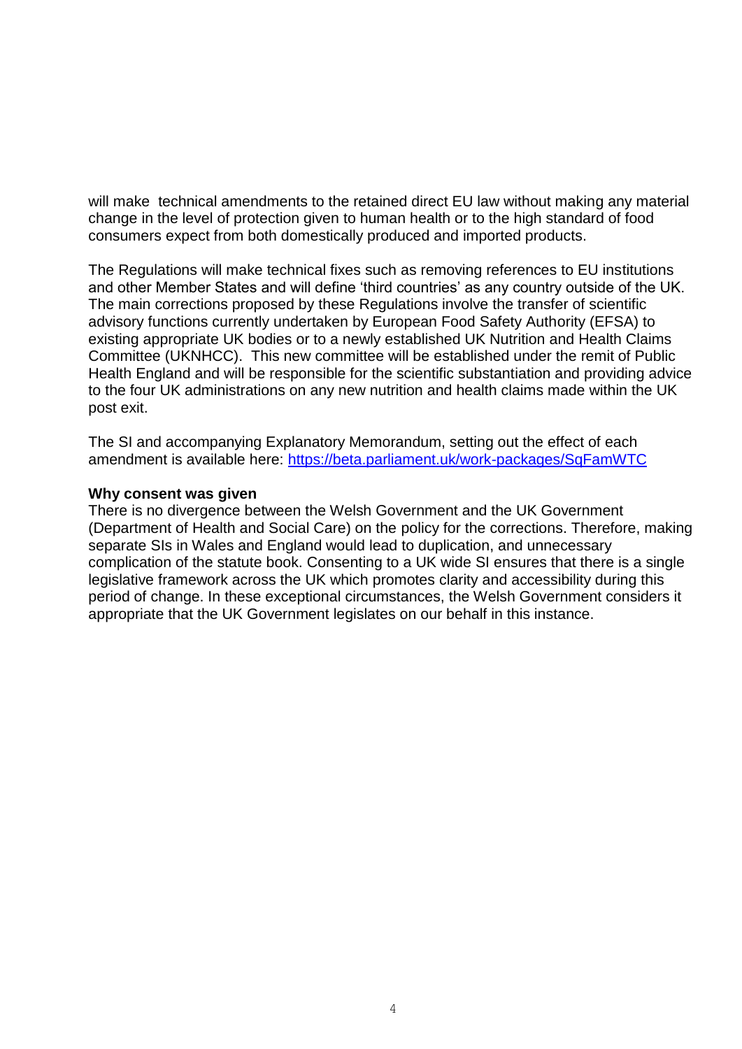will make technical amendments to the retained direct EU law without making any material change in the level of protection given to human health or to the high standard of food consumers expect from both domestically produced and imported products.

The Regulations will make technical fixes such as removing references to EU institutions and other Member States and will define 'third countries' as any country outside of the UK. The main corrections proposed by these Regulations involve the transfer of scientific advisory functions currently undertaken by European Food Safety Authority (EFSA) to existing appropriate UK bodies or to a newly established UK Nutrition and Health Claims Committee (UKNHCC). This new committee will be established under the remit of Public Health England and will be responsible for the scientific substantiation and providing advice to the four UK administrations on any new nutrition and health claims made within the UK post exit.

The SI and accompanying Explanatory Memorandum, setting out the effect of each amendment is available here: [https://beta.parliament.uk/work-packages/SqFamWTC](https://beta.parliament.uk/work-packages/SqFamWTC)

**Why consent was given**

There is no divergence between the Welsh Government and the UK Government (Department of Health and Social Care) on the policy for the corrections. Therefore, making separate SIs in Wales and England would lead to duplication, and unnecessary complication of the statute book. Consenting to a UK wide SI ensures that there is a single legislative framework across the UK which promotes clarity and accessibility during this period of change. In these exceptional circumstances, the Welsh Government considers it appropriate that the UK Government legislates on our behalf in this instance.